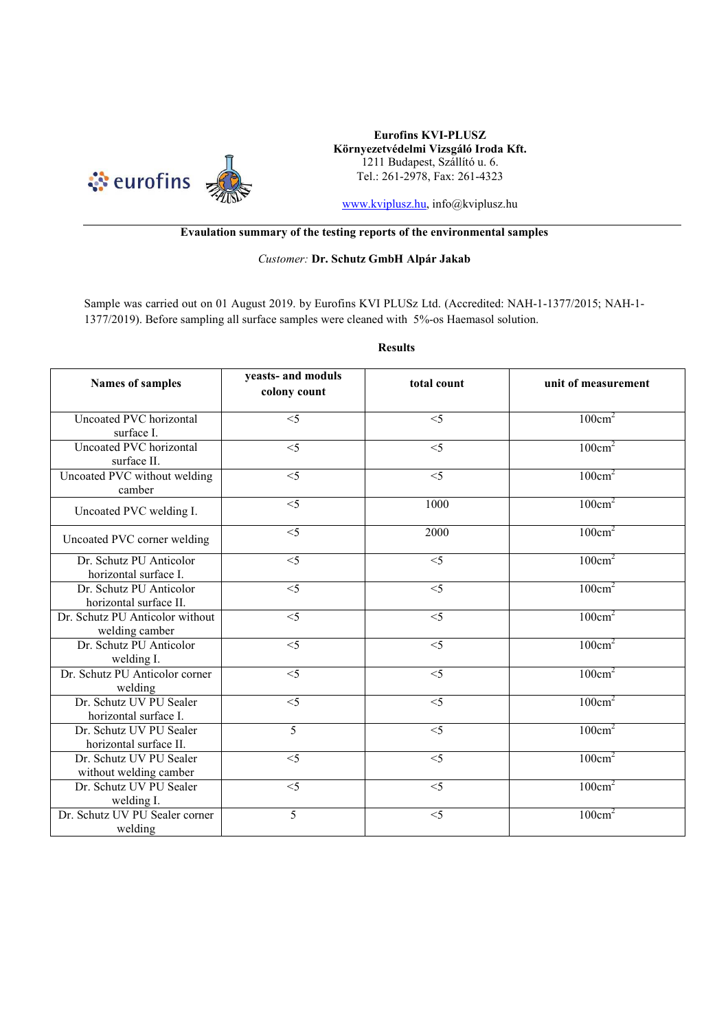**Eurofins KVI-PLUSZ**
**Környezetvédelmi Vizsgáló Iroda Kft.**
1211 Budapest, Szállító u. 6.
Tel.: 261-2978, Fax: 261-4323

www.kviplusz.hu, info@kviplusz.hu

**Evaulation summary of the testing reports of the environmental samples**

*Customer:* **Dr. Schutz GmbH Alpár Jakab**

Sample was carried out on 01 August 2019. by Eurofins KVI PLUSz Ltd. (Accredited: NAH-1-1377/2015; NAH-1-1377/2019). Before sampling all surface samples were cleaned with 5%-os Haemasol solution.

**Results**

| Names of samples | yeasts- and moduls colony count | total count | unit of measurement |
|---|---|---|---|
| Uncoated PVC horizontal surface I. | <5 | <5 | $100cm^2$ |
| Uncoated PVC horizontal surface II. | <5 | <5 | $100cm^2$ |
| Uncoated PVC without welding camber | <5 | <5 | $100cm^2$ |
| Uncoated PVC welding I. | <5 | 1000 | $100cm^2$ |
| Uncoated PVC corner welding | <5 | 2000 | $100cm^2$ |
| Dr. Schutz PU Anticolor horizontal surface I. | <5 | <5 | $100cm^2$ |
| Dr. Schutz PU Anticolor horizontal surface II. | <5 | <5 | $100cm^2$ |
| Dr. Schutz PU Anticolor without welding camber | <5 | <5 | $100cm^2$ |
| Dr. Schutz PU Anticolor welding I. | <5 | <5 | $100cm^2$ |
| Dr. Schutz PU Anticolor corner welding | <5 | <5 | $100cm^2$ |
| Dr. Schutz UV PU Sealer horizontal surface I. | <5 | <5 | $100cm^2$ |
| Dr. Schutz UV PU Sealer horizontal surface II. | 5 | <5 | $100cm^2$ |
| Dr. Schutz UV PU Sealer without welding camber | <5 | <5 | $100cm^2$ |
| Dr. Schutz UV PU Sealer welding I. | <5 | <5 | $100cm^2$ |
| Dr. Schutz UV PU Sealer corner welding | 5 | <5 | $100cm^2$ |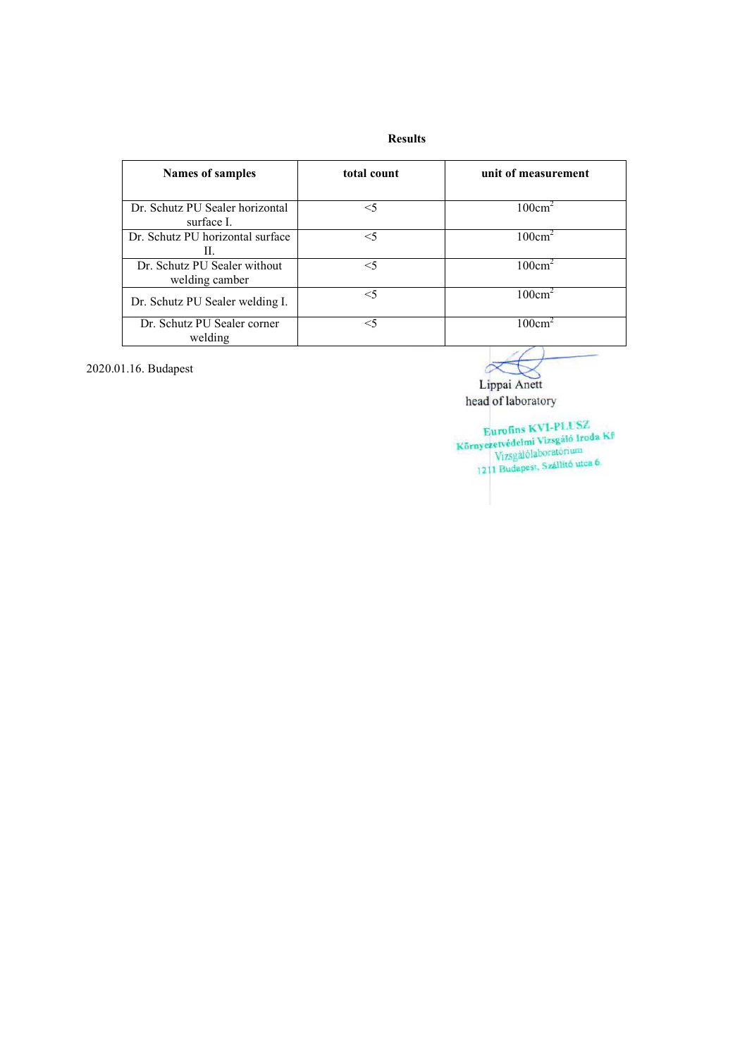**Results**

| Names of samples | total count | unit of measurement |
| --- | --- | --- |
| Dr. Schutz PU Sealer horizontal surface I. | <5 | $100cm^2$ |
| Dr. Schutz PU horizontal surface II. | <5 | $100cm^2$ |
| Dr. Schutz PU Sealer without welding camber | <5 | $100cm^2$ |
| Dr. Schutz PU Sealer welding I. | <5 | $100cm^2$ |
| Dr. Schutz PU Sealer corner welding | <5 | $100cm^2$ |

2020.01.16. Budapest

Lippai Anett
head of laboratory

Eurofins KVI-PLUSZ
Környezetvédelmi Vizsgáló Iroda Kft
Vizsgálólaboratórium
1211 Budapest, Szállító utca 6.